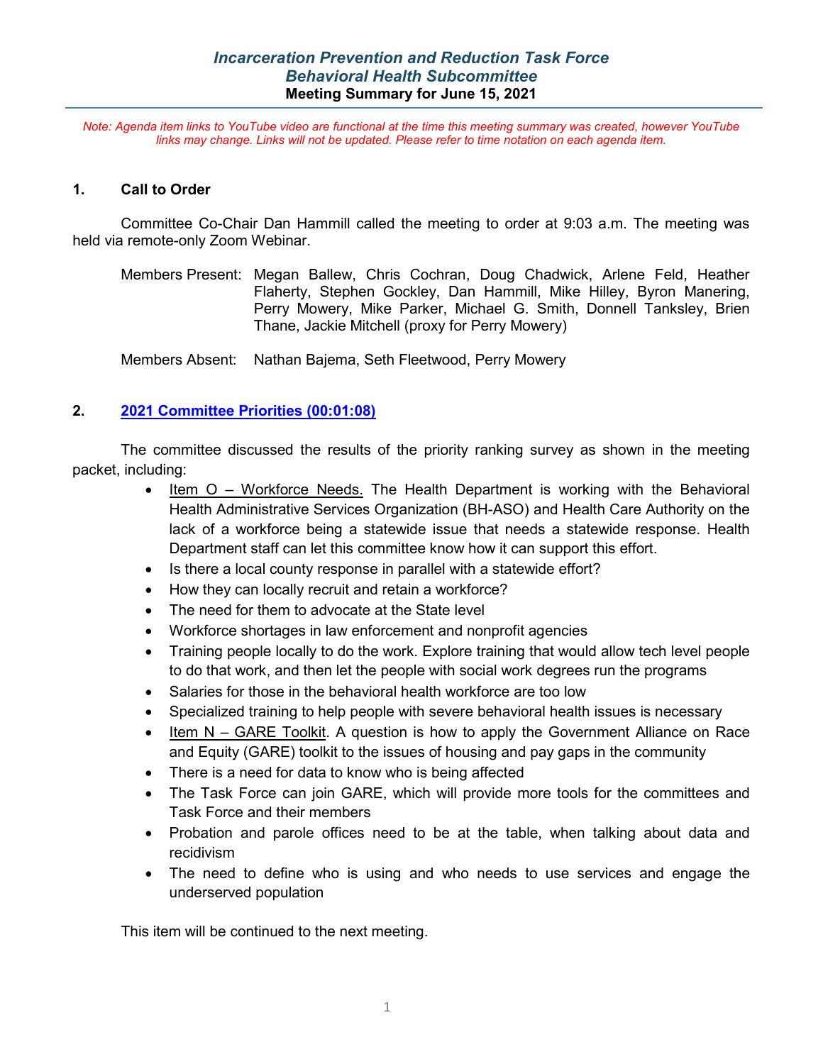# *Incarceration Prevention and Reduction Task Force*
## *Behavioral Health Subcommittee*
### Meeting Summary for June 15, 2021

*Note: Agenda item links to YouTube video are functional at the time this meeting summary was created, however YouTube links may change. Links will not be updated. Please refer to time notation on each agenda item.*

**1. Call to Order**

Committee Co-Chair Dan Hammill called the meeting to order at 9:03 a.m. The meeting was held via remote-only Zoom Webinar.

Members Present: Megan Ballew, Chris Cochran, Doug Chadwick, Arlene Feld, Heather Flaherty, Stephen Gockley, Dan Hammill, Mike Hilley, Byron Manering, Perry Mowery, Mike Parker, Michael G. Smith, Donnell Tanksley, Brien Thane, Jackie Mitchell (proxy for Perry Mowery)

Members Absent: Nathan Bajema, Seth Fleetwood, Perry Mowery

**2. 2021 Committee Priorities (00:01:08)**

The committee discussed the results of the priority ranking survey as shown in the meeting packet, including:

- Item O – Workforce Needs. The Health Department is working with the Behavioral Health Administrative Services Organization (BH-ASO) and Health Care Authority on the lack of a workforce being a statewide issue that needs a statewide response. Health Department staff can let this committee know how it can support this effort.
- Is there a local county response in parallel with a statewide effort?
- How they can locally recruit and retain a workforce?
- The need for them to advocate at the State level
- Workforce shortages in law enforcement and nonprofit agencies
- Training people locally to do the work. Explore training that would allow tech level people to do that work, and then let the people with social work degrees run the programs
- Salaries for those in the behavioral health workforce are too low
- Specialized training to help people with severe behavioral health issues is necessary
- Item N – GARE Toolkit. A question is how to apply the Government Alliance on Race and Equity (GARE) toolkit to the issues of housing and pay gaps in the community
- There is a need for data to know who is being affected
- The Task Force can join GARE, which will provide more tools for the committees and Task Force and their members
- Probation and parole offices need to be at the table, when talking about data and recidivism
- The need to define who is using and who needs to use services and engage the underserved population

This item will be continued to the next meeting.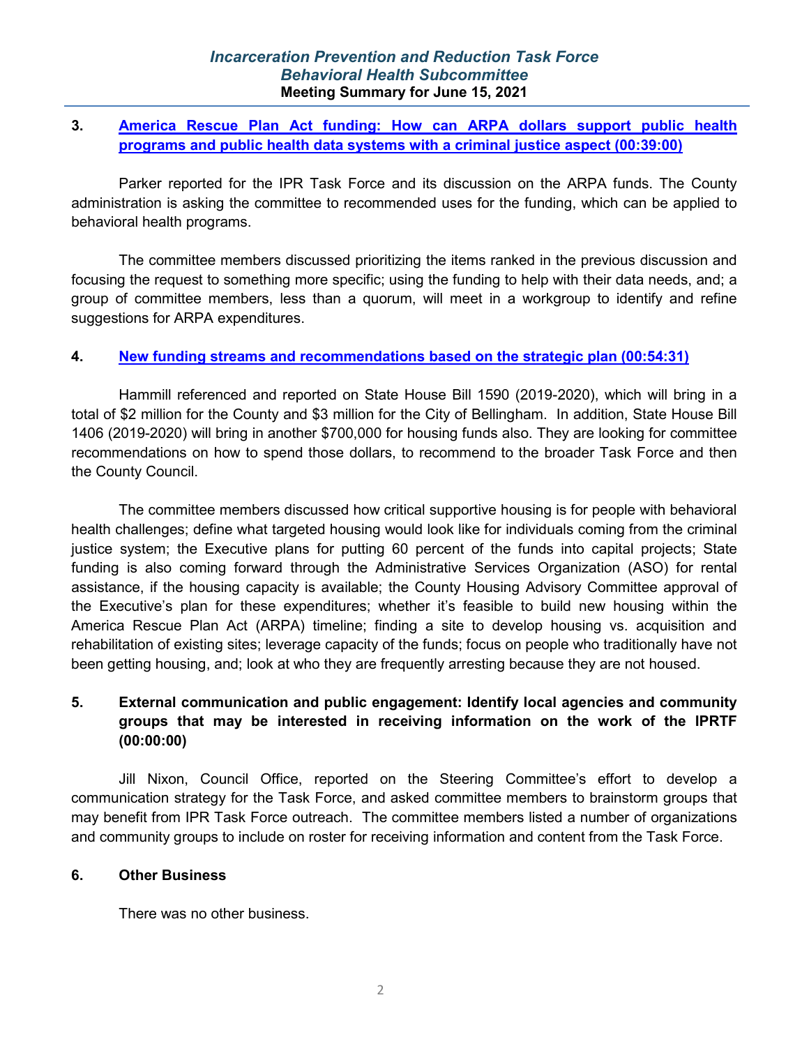**3. America Rescue Plan Act funding: How can ARPA dollars support public health programs and public health data systems with a criminal justice aspect (00:39:00)**

Parker reported for the IPR Task Force and its discussion on the ARPA funds. The County administration is asking the committee to recommended uses for the funding, which can be applied to behavioral health programs.

The committee members discussed prioritizing the items ranked in the previous discussion and focusing the request to something more specific; using the funding to help with their data needs, and; a group of committee members, less than a quorum, will meet in a workgroup to identify and refine suggestions for ARPA expenditures.

**4. New funding streams and recommendations based on the strategic plan (00:54:31)**

Hammill referenced and reported on State House Bill 1590 (2019-2020), which will bring in a total of $2 million for the County and $3 million for the City of Bellingham. In addition, State House Bill 1406 (2019-2020) will bring in another $700,000 for housing funds also. They are looking for committee recommendations on how to spend those dollars, to recommend to the broader Task Force and then the County Council.

The committee members discussed how critical supportive housing is for people with behavioral health challenges; define what targeted housing would look like for individuals coming from the criminal justice system; the Executive plans for putting 60 percent of the funds into capital projects; State funding is also coming forward through the Administrative Services Organization (ASO) for rental assistance, if the housing capacity is available; the County Housing Advisory Committee approval of the Executive's plan for these expenditures; whether it's feasible to build new housing within the America Rescue Plan Act (ARPA) timeline; finding a site to develop housing vs. acquisition and rehabilitation of existing sites; leverage capacity of the funds; focus on people who traditionally have not been getting housing, and; look at who they are frequently arresting because they are not housed.

**5. External communication and public engagement: Identify local agencies and community groups that may be interested in receiving information on the work of the IPRTF (00:00:00)**

Jill Nixon, Council Office, reported on the Steering Committee's effort to develop a communication strategy for the Task Force, and asked committee members to brainstorm groups that may benefit from IPR Task Force outreach. The committee members listed a number of organizations and community groups to include on roster for receiving information and content from the Task Force.

**6. Other Business**

There was no other business.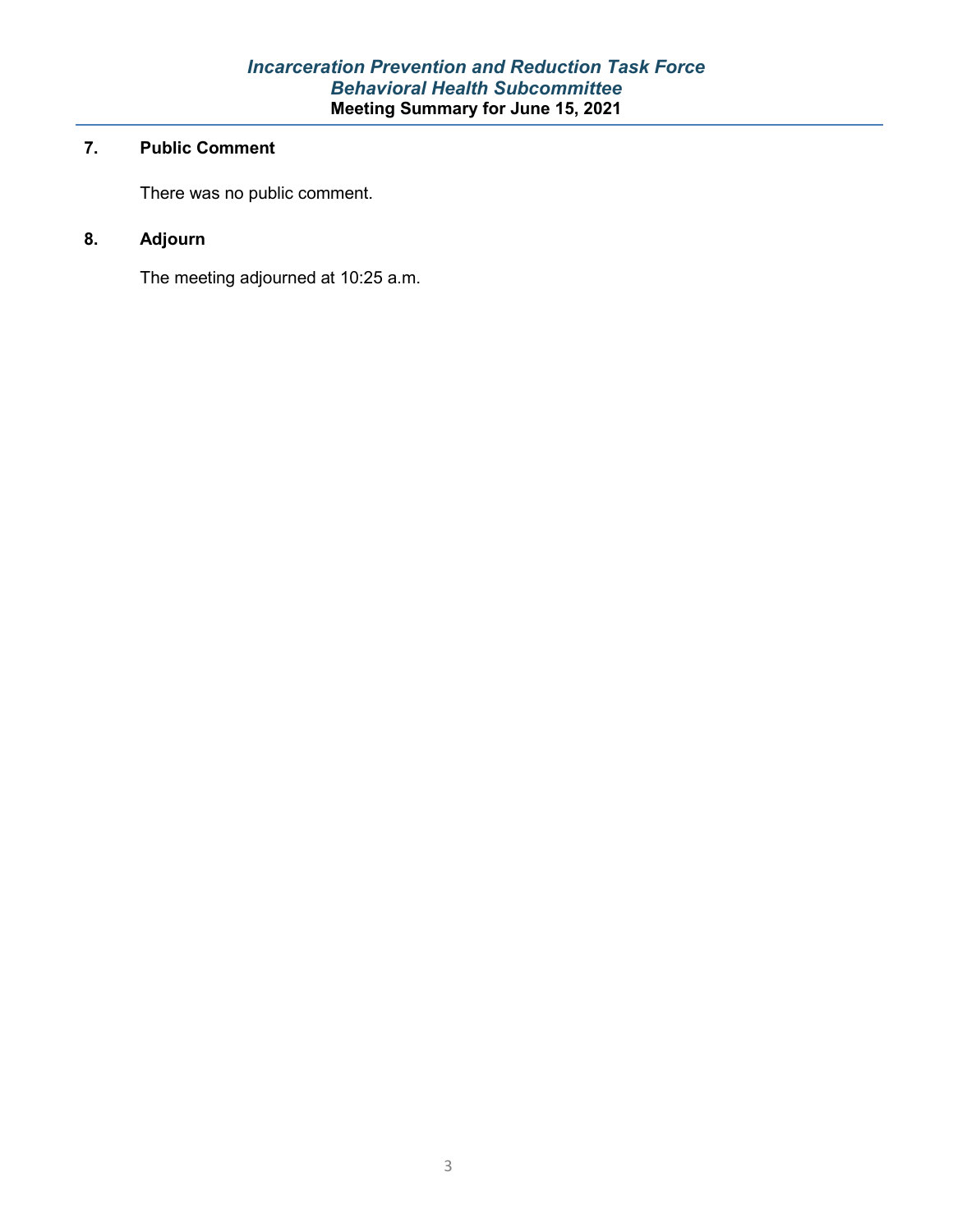### 7. Public Comment

There was no public comment.

### 8. Adjourn

The meeting adjourned at 10:25 a.m.